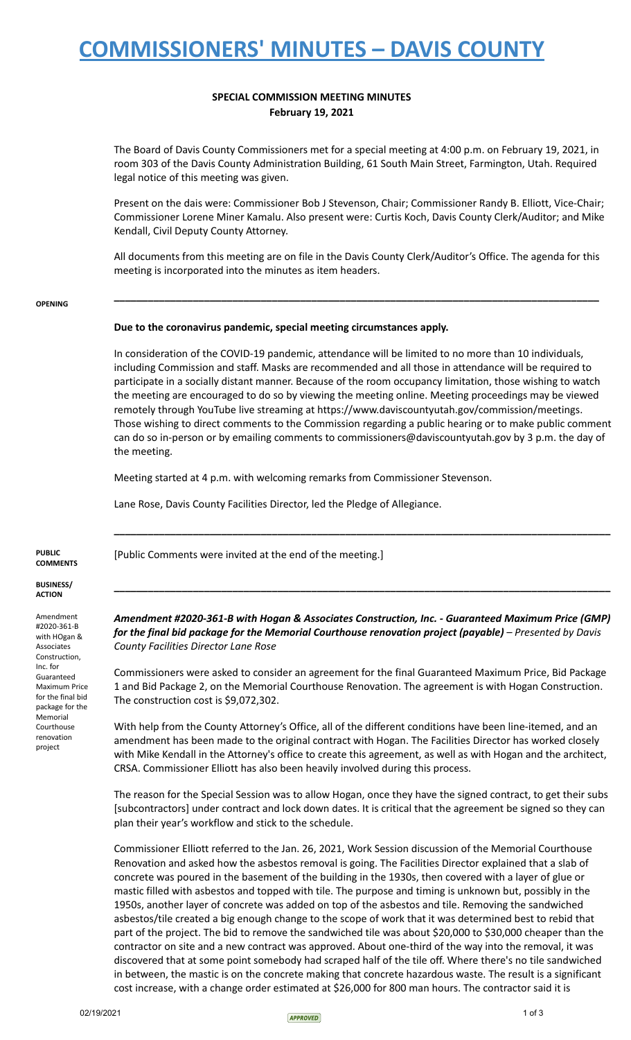# COMMISSIONERS' MINUTES – DAVIS COUNTY

**SPECIAL COMMISSION MEETING MINUTES**
**February 19, 2021**

The Board of Davis County Commissioners met for a special meeting at 4:00 p.m. on February 19, 2021, in room 303 of the Davis County Administration Building, 61 South Main Street, Farmington, Utah. Required legal notice of this meeting was given.

Present on the dais were: Commissioner Bob J Stevenson, Chair; Commissioner Randy B. Elliott, Vice-Chair; Commissioner Lorene Miner Kamalu. Also present were: Curtis Koch, Davis County Clerk/Auditor; and Mike Kendall, Civil Deputy County Attorney.

All documents from this meeting are on file in the Davis County Clerk/Auditor's Office. The agenda for this meeting is incorporated into the minutes as item headers.

---

**OPENING**

**Due to the coronavirus pandemic, special meeting circumstances apply.**

In consideration of the COVID-19 pandemic, attendance will be limited to no more than 10 individuals, including Commission and staff. Masks are recommended and all those in attendance will be required to participate in a socially distant manner. Because of the room occupancy limitation, those wishing to watch the meeting are encouraged to do so by viewing the meeting online. Meeting proceedings may be viewed remotely through YouTube live streaming at https://www.daviscountyutah.gov/commission/meetings. Those wishing to direct comments to the Commission regarding a public hearing or to make public comment can do so in-person or by emailing comments to commissioners@daviscountyutah.gov by 3 p.m. the day of the meeting.

Meeting started at 4 p.m. with welcoming remarks from Commissioner Stevenson.

Lane Rose, Davis County Facilities Director, led the Pledge of Allegiance.

---

**PUBLIC COMMENTS**

[Public Comments were invited at the end of the meeting.]

---

**BUSINESS/ ACTION**

*Amendment #2020-361-B with HOgan & Associates Construction, Inc. for Guaranteed Maximum Price for the final bid package for the Memorial Courthouse renovation project*

***Amendment #2020-361-B with Hogan & Associates Construction, Inc. - Guaranteed Maximum Price (GMP) for the final bid package for the Memorial Courthouse renovation project (payable)*** *– Presented by Davis County Facilities Director Lane Rose*

Commissioners were asked to consider an agreement for the final Guaranteed Maximum Price, Bid Package 1 and Bid Package 2, on the Memorial Courthouse Renovation. The agreement is with Hogan Construction. The construction cost is $9,072,302.

With help from the County Attorney's Office, all of the different conditions have been line-itemed, and an amendment has been made to the original contract with Hogan. The Facilities Director has worked closely with Mike Kendall in the Attorney's office to create this agreement, as well as with Hogan and the architect, CRSA. Commissioner Elliott has also been heavily involved during this process.

The reason for the Special Session was to allow Hogan, once they have the signed contract, to get their subs [subcontractors] under contract and lock down dates. It is critical that the agreement be signed so they can plan their year's workflow and stick to the schedule.

Commissioner Elliott referred to the Jan. 26, 2021, Work Session discussion of the Memorial Courthouse Renovation and asked how the asbestos removal is going. The Facilities Director explained that a slab of concrete was poured in the basement of the building in the 1930s, then covered with a layer of glue or mastic filled with asbestos and topped with tile. The purpose and timing is unknown but, possibly in the 1950s, another layer of concrete was added on top of the asbestos and tile. Removing the sandwiched asbestos/tile created a big enough change to the scope of work that it was determined best to rebid that part of the project. The bid to remove the sandwiched tile was about $20,000 to $30,000 cheaper than the contractor on site and a new contract was approved. About one-third of the way into the removal, it was discovered that at some point somebody had scraped half of the tile off. Where there's no tile sandwiched in between, the mastic is on the concrete making that concrete hazardous waste. The result is a significant cost increase, with a change order estimated at $26,000 for 800 man hours. The contractor said it is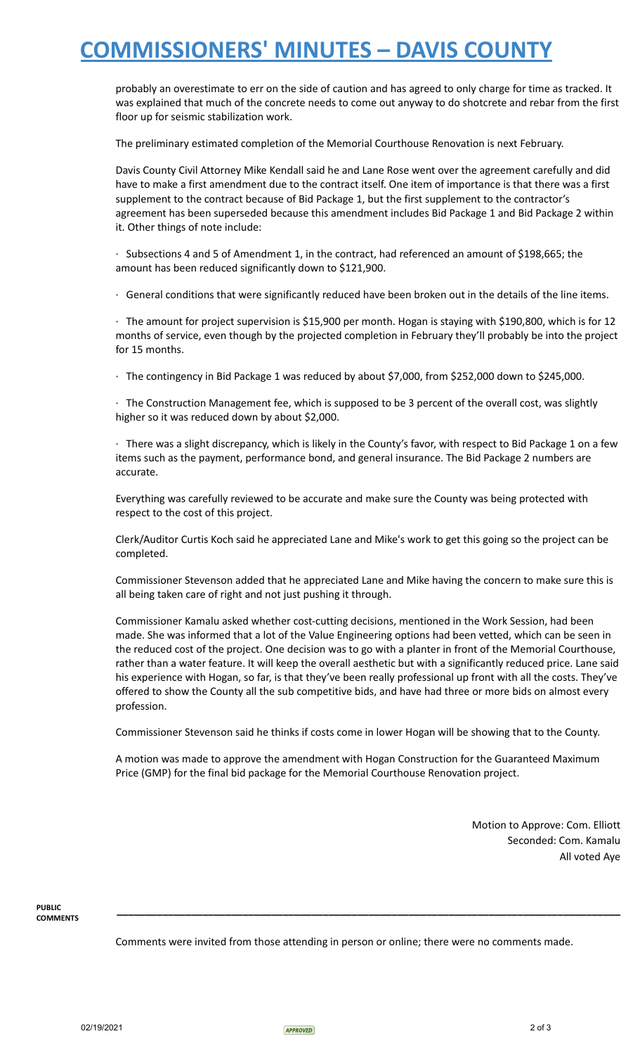probably an overestimate to err on the side of caution and has agreed to only charge for time as tracked. It was explained that much of the concrete needs to come out anyway to do shotcrete and rebar from the first floor up for seismic stabilization work.

The preliminary estimated completion of the Memorial Courthouse Renovation is next February.

Davis County Civil Attorney Mike Kendall said he and Lane Rose went over the agreement carefully and did have to make a first amendment due to the contract itself. One item of importance is that there was a first supplement to the contract because of Bid Package 1, but the first supplement to the contractor's agreement has been superseded because this amendment includes Bid Package 1 and Bid Package 2 within it. Other things of note include:

· Subsections 4 and 5 of Amendment 1, in the contract, had referenced an amount of $198,665; the amount has been reduced significantly down to $121,900.

· General conditions that were significantly reduced have been broken out in the details of the line items.

· The amount for project supervision is $15,900 per month. Hogan is staying with $190,800, which is for 12 months of service, even though by the projected completion in February they'll probably be into the project for 15 months.

· The contingency in Bid Package 1 was reduced by about $7,000, from $252,000 down to $245,000.

· The Construction Management fee, which is supposed to be 3 percent of the overall cost, was slightly higher so it was reduced down by about $2,000.

· There was a slight discrepancy, which is likely in the County's favor, with respect to Bid Package 1 on a few items such as the payment, performance bond, and general insurance. The Bid Package 2 numbers are accurate.

Everything was carefully reviewed to be accurate and make sure the County was being protected with respect to the cost of this project.

Clerk/Auditor Curtis Koch said he appreciated Lane and Mike's work to get this going so the project can be completed.

Commissioner Stevenson added that he appreciated Lane and Mike having the concern to make sure this is all being taken care of right and not just pushing it through.

Commissioner Kamalu asked whether cost-cutting decisions, mentioned in the Work Session, had been made. She was informed that a lot of the Value Engineering options had been vetted, which can be seen in the reduced cost of the project. One decision was to go with a planter in front of the Memorial Courthouse, rather than a water feature. It will keep the overall aesthetic but with a significantly reduced price. Lane said his experience with Hogan, so far, is that they've been really professional up front with all the costs. They've offered to show the County all the sub competitive bids, and have had three or more bids on almost every profession.

Commissioner Stevenson said he thinks if costs come in lower Hogan will be showing that to the County.

A motion was made to approve the amendment with Hogan Construction for the Guaranteed Maximum Price (GMP) for the final bid package for the Memorial Courthouse Renovation project.

Motion to Approve: Com. Elliott
Seconded: Com. Kamalu
All voted Aye

**PUBLIC COMMENTS**

Comments were invited from those attending in person or online; there were no comments made.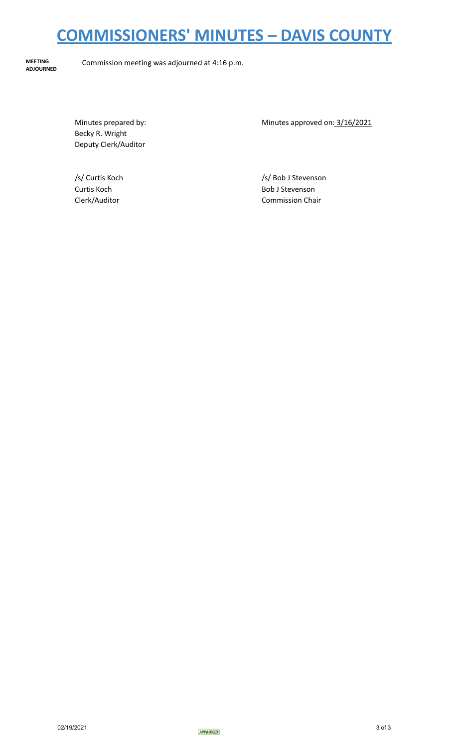# COMMISSIONERS' MINUTES – DAVIS COUNTY

**MEETING ADJOURNED** Commission meeting was adjourned at 4:16 p.m.

Minutes prepared by:
Becky R. Wright
Deputy Clerk/Auditor

Minutes approved on: 3/16/2021

/s/ Curtis Koch
Curtis Koch
Clerk/Auditor

/s/ Bob J Stevenson
Bob J Stevenson
Commission Chair

02/19/2021

APPROVED